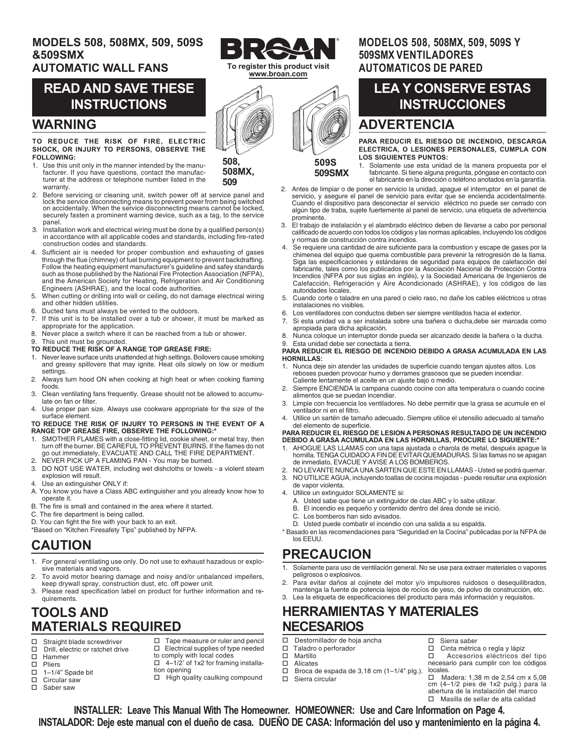# MODELS 508, 508MX, 509, 509S &509SMX AUTOMATIC WALL FANS

BROAN

To register this product visit www.broan.com

## READ AND SAVE THESE INSTRUCTIONS

508, 508MX, 509

509S 509SMX

## WARNING

**TO REDUCE THE RISK OF FIRE, ELECTRIC SHOCK, OR INJURY TO PERSONS, OBSERVE THE FOLLOWING:**

1. Use this unit only in the manner intended by the manufacturer. If you have questions, contact the manufacturer at the address or telephone number listed in the warranty.
2. Before servicing or cleaning unit, switch power off at service panel and lock the service disconnecting means to prevent power from being switched on accidentally. When the service disconnecting means cannot be locked, securely fasten a prominent warning device, such as a tag, to the service panel.
3. Installation work and electrical wiring must be done by a qualified person(s) in accordance with all applicable codes and standards, including fire-rated construction codes and standards.
4. Sufficient air is needed for proper combustion and exhausting of gases through the flue (chimney) of fuel burning equipment to prevent backdrafting. Follow the heating equipment manufacturer's guideline and safety standards such as those published by the National Fire Protection Association (NFPA), and the American Society for Heating, Refrigeration and Air Conditioning Engineers (ASHRAE), and the local code authorities.
5. When cutting or drilling into wall or ceiling, do not damage electrical wiring and other hidden utilities.
6. Ducted fans must always be vented to the outdoors.
7. If this unit is to be installed over a tub or shower, it must be marked as appropriate for the application.
8. Never place a switch where it can be reached from a tub or shower.
9. This unit must be grounded.

**TO REDUCE THE RISK OF A RANGE TOP GREASE FIRE:**

1. Never leave surface units unattended at high settings. Boilovers cause smoking and greasy spillovers that may ignite. Heat oils slowly on low or medium settings.
2. Always turn hood ON when cooking at high heat or when cooking flaming foods.
3. Clean ventilating fans frequently. Grease should not be allowed to accumulate on fan or filter.
4. Use proper pan size. Always use cookware appropriate for the size of the surface element.

**TO REDUCE THE RISK OF INJURY TO PERSONS IN THE EVENT OF A RANGE TOP GREASE FIRE, OBSERVE THE FOLLOWING:***

1. SMOTHER FLAMES with a close-fitting lid, cookie sheet, or metal tray, then turn off the burner. BE CAREFUL TO PREVENT BURNS. If the flames do not go out immediately, EVACUATE AND CALL THE FIRE DEPARTMENT.
2. NEVER PICK UP A FLAMING PAN - You may be burned.
3. DO NOT USE WATER, including wet dishcloths or towels - a violent steam explosion will result.
4. Use an extinguisher ONLY if:

A. You know you have a Class ABC extinguisher and you already know how to operate it.

B. The fire is small and contained in the area where it started.

C. The fire department is being called.

D. You can fight the fire with your back to an exit.

*Based on "Kitchen Firesafety Tips" published by NFPA.

## CAUTION

1. For general ventilating use only. Do not use to exhaust hazardous or explosive materials and vapors.
2. To avoid motor bearing damage and noisy and/or unbalanced impellers, keep drywall spray, construction dust, etc. off power unit.
3. Please read specification label on product for further information and requirements.

## TOOLS AND MATERIALS REQUIRED

- ☐ Straight blade screwdriver
- ☐ Drill, electric or ratchet drive
- ☐ Hammer
- ☐ Pliers
- ☐ 1–1/4" Spade bit
- ☐ Circular saw
- ☐ Saber saw
- ☐ Tape measure or ruler and pencil
- ☐ Electrical supplies of type needed to comply with local codes
- ☐ 4–1/2' of 1x2 for framing installation opening
- ☐ High quality caulking compound

# MODELOS 508, 508MX, 509, 509S Y 509SMX VENTILADORES AUTOMATICOS DE PARED

## LEA Y CONSERVE ESTAS INSTRUCCIONES

## ADVERTENCIA

**PARA REDUCIR EL RIESGO DE INCENDIO, DESCARGA ELECTRICA, O LESIONES PERSONALES, CUMPLA CON LOS SIGUIENTES PUNTOS:**

1. Solamente use esta unidad de la manera propuesta por el fabricante. Si tiene alguna pregunta, póngase en contacto con el fabricante en la dirección o teléfono anotados en la garantía.
2. Antes de limpiar o de poner en servicio la unidad, apague el interruptor en el panel de servicio, y asegure el panel de servicio para evitar que se encienda accidentalmente. Cuando el dispositivo para desconectar el servicio eléctrico no puede ser cerrado con algún tipo de traba, sujete fuertemente al panel de servicio, una etiqueta de advertencia prominente.
3. El trabajo de instalación y el alambrado eléctrico deben de llevarse a cabo por personal calificado de acuerdo con todos los códigos y las normas aplicables, incluyendo los códigos y normas de construcción contra incendios.
4. Se requiere una cantidad de aire suficiente para la combustion y escape de gases por la chimenea del equipo que quema combustible para prevenir la retrogresión de la llama. Siga las especificaciones y estándares de seguridad para equipos de calefacción del fabricante, tales como los publicados por la Asociación Nacional de Protección Contra Incendios (NFPA por sus siglas en inglés), y la Sociedad Americana de Ingenieros de Calefacción, Refrigeración y Aire Acondicionado (ASHRAE), y los códigos de las autoridades locales.
5. Cuando corte o taladre en una pared o cielo raso, no dañe los cables eléctricos u otras instalaciones no visibles.
6. Los ventiladores con conductos deben ser siempre ventilados hacia el exterior.
7. Si esta unidad va a ser instalada sobre una bañera o ducha,debe ser marcada como apropiada para dicha aplicación.
8. Nunca coloque un interruptor donde pueda ser alcanzado desde la bañera o la ducha.
9. Esta unidad debe ser conectada a tierra.

**PARA REDUCIR EL RIESGO DE INCENDIO DEBIDO A GRASA ACUMULADA EN LAS HORNILLAS:**

1. Nunca deje sin atender las unidades de superficie cuando tengan ajustes altos. Los reboses pueden provocar humo y derrames grasosos que se pueden incendiar. Caliente lentamente el aceite en un ajuste bajo o medio.
2. Siempre ENCIENDA la campana cuando cocine con alta temperatura o cuando cocine alimentos que se puedan incendiar.
3. Limpie con frecuencia los ventiladores. No debe permitir que la grasa se acumule en el ventilador ni en el filtro.
4. Utilice un sartén de tamaño adecuado. Siempre utilice el utensilio adecuado al tamaño del elemento de superficie.

**PARA REDUCIR EL RIESGO DE LESION A PERSONAS RESULTADO DE UN INCENDIO DEBIDO A GRASA ACUMULADA EN LAS HORNILLAS, PROCURE LO SIGUIENTE:***

1. AHOGUE LAS LLAMAS con una tapa ajustada o charola de metal, después apague la hornilla. TENGA CUIDADO A FIN DE EVITAR QUEMADURAS. Si las llamas no se apagan de inmediato, EVACUE Y AVISE A LOS BOMBEROS.
2. NO LEVANTE NUNCA UNA SARTEN QUE ESTE EN LLAMAS - Usted se podrá quemar.
3. NO UTILICE AGUA, incluyendo toallas de cocina mojadas - puede resultar una explosión de vapor violenta.
4. Utilice un extinguidor SOLAMENTE si:
   A. Usted sabe que tiene un extinguidor de clas ABC y lo sabe utilizar.
   B. El incendio es pequeño y contenido dentro del área donde se inició.
   C. Los bomberos han sido avisados.
   D. Usted puede combatir el incendio con una salida a su espalda.

\* Basado en las recomendaciones para "Seguridad en la Cocina" publicadas por la NFPA de los EEUU.

## PRECAUCION

1. Solamente para uso de ventilación general. No se use para extraer materiales o vapores peligrosos o explosivos.
2. Para evitar daños al cojinete del motor y/o impulsores ruidosos o desequilibrados, mantenga la fuente de potencia lejos de rocíos de yeso, de polvo de construcción, etc.
3. Lea la etiqueta de especificaciones del producto para más información y requisitos.

## HERRAMIENTAS Y MATERIALES NECESARIOS

- ☐ Destornillador de hoja ancha
- ☐ Taladro o perforador
- ☐ Martillo
- ☐ Alicates
- ☐ Broca de espada de 3,18 cm (1–1/4" plg.).
- ☐ Sierra circular
- ☐ Sierra saber
- ☐ Cinta métrica o regla y lápiz
- ☐ Accesorios eléctricos del tipo necesario para cumplir con los códigos locales.
- ☐ Madera: 1,38 m de 2,54 cm x 5,08 cm (4–1/2 pies de 1x2 pulg.) para la abertura de la instalación del marco
- ☐ Masilla de sellar de alta calidad

**INSTALLER: Leave This Manual With The Homeowner. HOMEOWNER: Use and Care Information on Page 4.**

**INSTALADOR: Deje este manual con el dueño de casa. DUEÑO DE CASA: Información del uso y mantenimiento en la página 4.**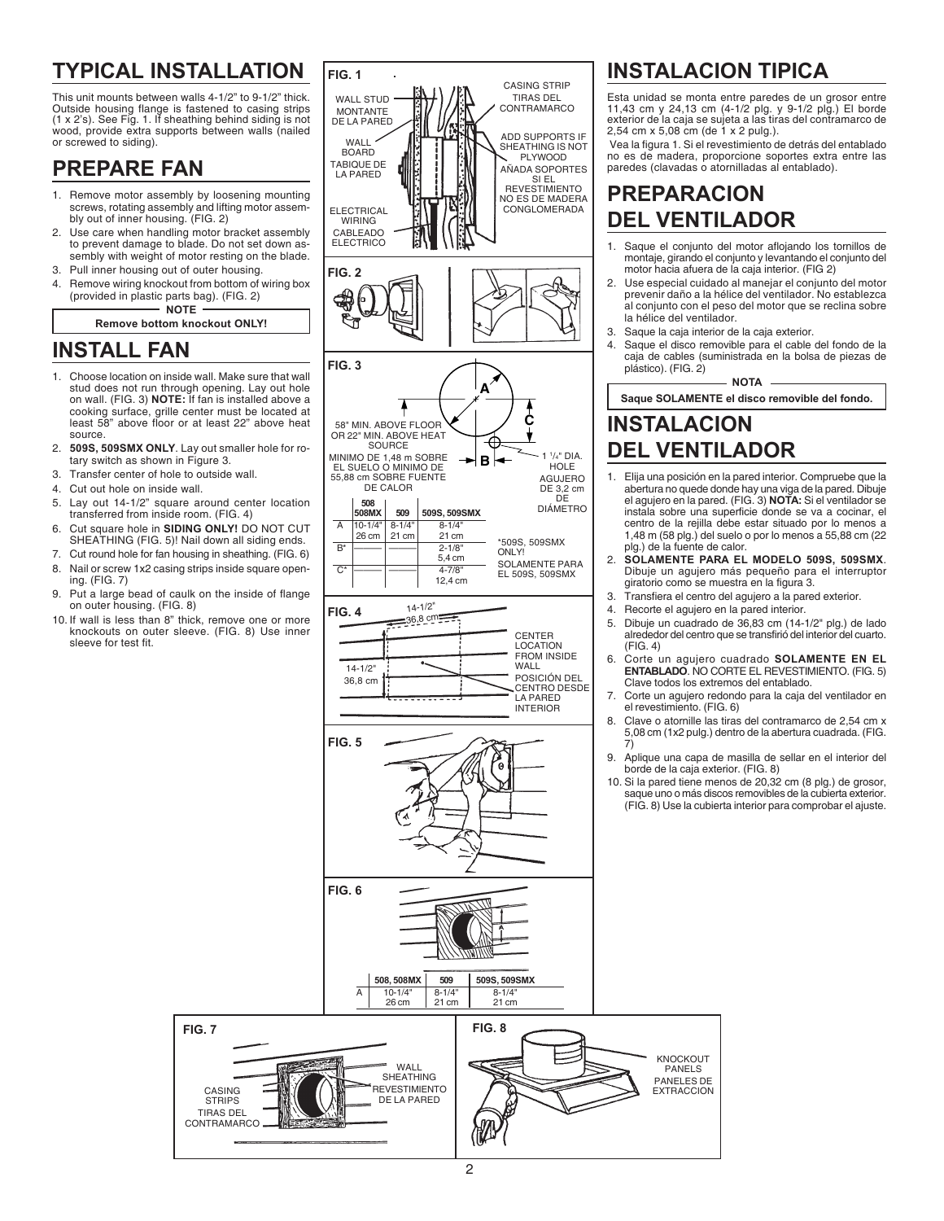## TYPICAL INSTALLATION

This unit mounts between walls 4-1/2" to 9-1/2" thick. Outside housing flange is fastened to casing strips (1 x 2's). See Fig. 1. If sheathing behind siding is not wood, provide extra supports between walls (nailed or screwed to siding).

## PREPARE FAN

1. Remove motor assembly by loosening mounting screws, rotating assembly and lifting motor assembly out of inner housing. (FIG. 2)
2. Use care when handling motor bracket assembly to prevent damage to blade. Do not set down assembly with weight of motor resting on the blade.
3. Pull inner housing out of outer housing.
4. Remove wiring knockout from bottom of wiring box (provided in plastic parts bag). (FIG. 2)

**NOTE**

**Remove bottom knockout ONLY!**

## INSTALL FAN

1. Choose location on inside wall. Make sure that wall stud does not run through opening. Lay out hole on wall. (FIG. 3) **NOTE:** If fan is installed above a cooking surface, grille center must be located at least 58" above floor or at least 22" above heat source.
2. **509S, 509SMX ONLY**. Lay out smaller hole for rotary switch as shown in Figure 3.
3. Transfer center of hole to outside wall.
4. Cut out hole on inside wall.
5. Lay out 14-1/2" square around center location transferred from inside room. (FIG. 4)
6. Cut square hole in **SIDING ONLY!** DO NOT CUT SHEATHING (FIG. 5)! Nail down all siding ends.
7. Cut round hole for fan housing in sheathing. (FIG. 6)
8. Nail or screw 1x2 casing strips inside square opening. (FIG. 7)
9. Put a large bead of caulk on the inside of flange on outer housing. (FIG. 8)
10. If wall is less than 8" thick, remove one or more knockouts on outer sleeve. (FIG. 8) Use inner sleeve for test fit.

**FIG. 1**

WALL STUD / MONTANTE DE LA PARED; WALL BOARD / TABIQUE DE LA PARED; ELECTRICAL WIRING / CABLEADO ELECTRICO; CASING STRIP / TIRAS DEL CONTRAMARCO; ADD SUPPORTS IF SHEATHING IS NOT PLYWOOD / AÑADA SOPORTES SI EL REVESTIMIENTO NO ES DE MADERA CONGLOMERADA

**FIG. 2**

**FIG. 3**

58" MIN. ABOVE FLOOR OR 22" MIN. ABOVE HEAT SOURCE / MINIMO DE 1,48 m SOBRE EL SUELO O MINIMO DE 55,88 cm SOBRE FUENTE DE CALOR

1 1/4" DIA. HOLE / AGUJERO DE 3,2 cm DE DIÁMETRO

| | 508 508MX | 509 | 509S, 509SMX |
|---|---|---|---|
| A | 10-1/4" 26 cm | 8-1/4" 21 cm | 8-1/4" 21 cm |
| B* | | | 2-1/8" 5,4 cm |
| C* | | | 4-7/8" 12,4 cm |

*509S, 509SMX ONLY! / SOLAMENTE PARA EL 509S, 509SMX

**FIG. 4**

14-1/2" 36,8 cm

CENTER LOCATION FROM INSIDE WALL / POSICIÓN DEL CENTRO DESDE LA PARED INTERIOR

**FIG. 5**

**FIG. 6**

| | 508, 508MX | 509 | 509S, 509SMX |
|---|---|---|---|
| A | 10-1/4" 26 cm | 8-1/4" 21 cm | 8-1/4" 21 cm |

**FIG. 7**

CASING STRIPS / TIRAS DEL CONTRAMARCO; WALL SHEATHING / REVESTIMIENTO DE LA PARED

**FIG. 8**

KNOCKOUT PANELS / PANELES DE EXTRACCION

## INSTALACION TIPICA

Esta unidad se monta entre paredes de un grosor entre 11,43 cm y 24,13 cm (4-1/2 plg. y 9-1/2 plg.) El borde exterior de la caja se sujeta a las tiras del contramarco de 2,54 cm x 5,08 cm (de 1 x 2 pulg.).

Vea la figura 1. Si el revestimiento de detrás del entablado no es de madera, proporcione soportes extra entre las paredes (clavadas o atornilladas al entablado).

## PREPARACION DEL VENTILADOR

1. Saque el conjunto del motor aflojando los tornillos de montaje, girando el conjunto y levantando el conjunto del motor hacia afuera de la caja interior. (FIG 2)
2. Use especial cuidado al manejar el conjunto del motor prevenir daño a la hélice del ventilador. No establezca al conjunto con el peso del motor que se reclina sobre la hélice del ventilador.
3. Saque la caja interior de la caja exterior.
4. Saque el disco removible para el cable del fondo de la caja de cables (suministrada en la bolsa de piezas de plástico). (FIG. 2)

**NOTA**

**Saque SOLAMENTE el disco removible del fondo.**

## INSTALACION DEL VENTILADOR

1. Elija una posición en la pared interior. Compruebe que la abertura no quede donde hay una viga de la pared. Dibuje el agujero en la pared. (FIG. 3) **NOTA:** Si el ventilador se instala sobre una superficie donde se va a cocinar, el centro de la rejilla debe estar situado por lo menos a 1,48 m (58 plg.) del suelo o por lo menos a 55,88 cm (22 plg.) de la fuente de calor.
2. **SOLAMENTE PARA EL MODELO 509S, 509SMX**. Dibuje un agujero más pequeño para el interruptor giratorio como se muestra en la figura 3.
3. Transfiera el centro del agujero a la pared exterior.
4. Recorte el agujero en la pared interior.
5. Dibuje un cuadrado de 36,83 cm (14-1/2" plg.) de lado alrededor del centro que se transfirió del interior del cuarto. (FIG. 4)
6. Corte un agujero cuadrado **SOLAMENTE EN EL ENTABLADO**. NO CORTE EL REVESTIMIENTO. (FIG. 5) Clave todos los extremos del entablado.
7. Corte un agujero redondo para la caja del ventilador en el revestimiento. (FIG. 6)
8. Clave o atornille las tiras del contramarco de 2,54 cm x 5,08 cm (1x2 pulg.) dentro de la abertura cuadrada. (FIG. 7)
9. Aplique una capa de masilla de sellar en el interior del borde de la caja exterior. (FIG. 8)
10. Si la pared tiene menos de 20,32 cm (8 plg.) de grosor, saque uno o más discos removibles de la cubierta exterior. (FIG. 8) Use la cubierta interior para comprobar el ajuste.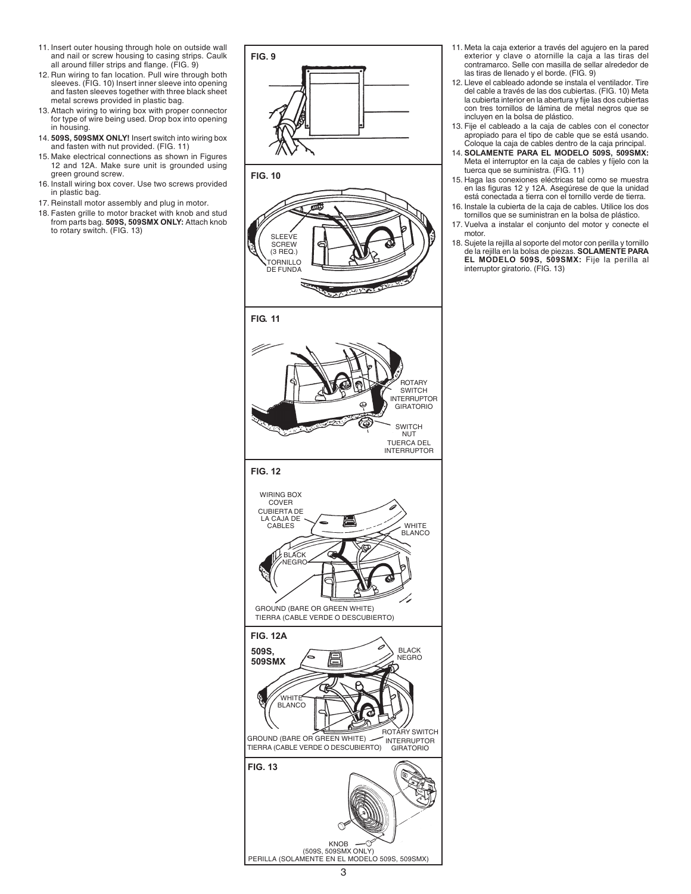11. Insert outer housing through hole on outside wall and nail or screw housing to casing strips. Caulk all around filler strips and flange. (FIG. 9)
12. Run wiring to fan location. Pull wire through both sleeves. (FIG. 10) Insert inner sleeve into opening and fasten sleeves together with three black sheet metal screws provided in plastic bag.
13. Attach wiring to wiring box with proper connector for type of wire being used. Drop box into opening in housing.
14. **509S, 509SMX ONLY!** Insert switch into wiring box and fasten with nut provided. (FIG. 11)
15. Make electrical connections as shown in Figures 12 and 12A. Make sure unit is grounded using green ground screw.
16. Install wiring box cover. Use two screws provided in plastic bag.
17. Reinstall motor assembly and plug in motor.
18. Fasten grille to motor bracket with knob and stud from parts bag. **509S, 509SMX ONLY:** Attach knob to rotary switch. (FIG. 13)

**FIG. 9**

**FIG. 10**

SLEEVE SCREW (3 REQ.)
TORNILLO DE FUNDA

**FIG. 11**

ROTARY SWITCH
INTERRUPTOR GIRATORIO

SWITCH NUT
TUERCA DEL INTERRUPTOR

**FIG. 12**

WIRING BOX COVER
CUBIERTA DE LA CAJA DE CABLES

WHITE
BLANCO

BLACK
NEGRO

GROUND (BARE OR GREEN WHITE)
TIERRA (CABLE VERDE O DESCUBIERTO)

**FIG. 12A**

**509S, 509SMX**

BLACK
NEGRO

WHITE
BLANCO

GROUND (BARE OR GREEN WHITE)
TIERRA (CABLE VERDE O DESCUBIERTO)

ROTARY SWITCH
INTERRUPTOR GIRATORIO

**FIG. 13**

KNOB
(509S, 509SMX ONLY)
PERILLA (SOLAMENTE EN EL MODELO 509S, 509SMX)

11. Meta la caja exterior a través del agujero en la pared exterior y clave o atornille la caja a las tiras del contramarco. Selle con masilla de sellar alrededor de las tiras de llenado y el borde. (FIG. 9)
12. Lleve el cableado adonde se instala el ventilador. Tire del cable a través de las dos cubiertas. (FIG. 10) Meta la cubierta interior en la abertura y fije las dos cubiertas con tres tornillos de lámina de metal negros que se incluyen en la bolsa de plástico.
13. Fije el cableado a la caja de cables con el conector apropiado para el tipo de cable que se está usando. Coloque la caja de cables dentro de la caja principal.
14. **SOLAMENTE PARA EL MODELO 509S, 509SMX:** Meta el interruptor en la caja de cables y fíjelo con la tuerca que se suministra. (FIG. 11)
15. Haga las conexiones eléctricas tal como se muestra en las figuras 12 y 12A. Asegúrese de que la unidad está conectada a tierra con el tornillo verde de tierra.
16. Instale la cubierta de la caja de cables. Utilice los dos tornillos que se suministran en la bolsa de plástico.
17. Vuelva a instalar el conjunto del motor y conecte el motor.
18. Sujete la rejilla al soporte del motor con perilla y tornillo de la rejilla en la bolsa de piezas. **SOLAMENTE PARA EL MODELO 509S, 509SMX:** Fije la perilla al interruptor giratorio. (FIG. 13)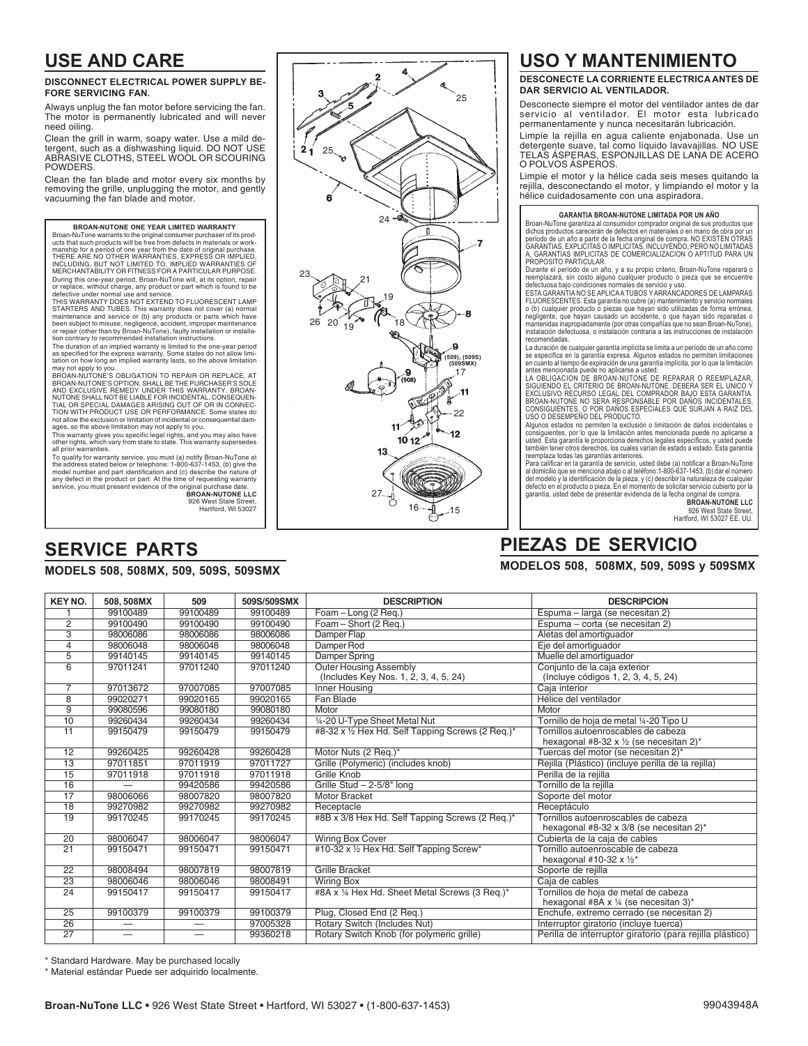## USE AND CARE

**DISCONNECT ELECTRICAL POWER SUPPLY BEFORE SERVICING FAN.**

Always unplug the fan motor before servicing the fan. The motor is permanently lubricated and will never need oiling.

Clean the grill in warm, soapy water. Use a mild detergent, such as a dishwashing liquid. DO NOT USE ABRASIVE CLOTHS, STEEL WOOL OR SCOURING POWDERS.

Clean the fan blade and motor every six months by removing the grille, unplugging the motor, and gently vacuuming the fan blade and motor.

**BROAN-NUTONE ONE YEAR LIMITED WARRANTY**

Broan-NuTone warrants to the original consumer purchaser of its products that such products will be free from defects in materials or workmanship for a period of one year from the date of original purchase. THERE ARE NO OTHER WARRANTIES, EXPRESS OR IMPLIED, INCLUDING, BUT NOT LIMITED TO, IMPLIED WARRANTIES OF MERCHANTABILITY OR FITNESS FOR A PARTICULAR PURPOSE.

During this one-year period, Broan-NuTone will, at its option, repair or replace, without charge, any product or part which is found to be defective under normal use and service.

THIS WARRANTY DOES NOT EXTEND TO FLUORESCENT LAMP STARTERS AND TUBES. This warranty does not cover (a) normal maintenance and service or (b) any products or parts which have been subject to misuse, negligence, accident, improper maintenance or repair (other than by Broan-NuTone), faulty installation or installation contrary to recommended installation instructions.

The duration of an implied warranty is limited to the one-year period as specified for the express warranty. Some states do not allow limitation on how long an implied warranty lasts, so the above limitation may not apply to you.

BROAN-NUTONE'S OBLIGATION TO REPAIR OR REPLACE, AT BROAN-NUTONE'S OPTION, SHALL BE THE PURCHASER'S SOLE AND EXCLUSIVE REMEDY UNDER THIS WARRANTY. BROAN-NUTONE SHALL NOT BE LIABLE FOR INCIDENTAL, CONSEQUENTIAL OR SPECIAL DAMAGES ARISING OUT OF OR IN CONNECTION WITH PRODUCT USE OR PERFORMANCE. Some states do not allow the exclusion or limitation of incidental or consequential damages, so the above limitation may not apply to you.

This warranty gives you specific legal rights, and you may also have other rights, which vary from state to state. This warranty supersedes all prior warranties.

To qualify for warranty service, you must (a) notify Broan-NuTone at the address stated below or telephone: 1-800-637-1453, (b) give the model number and part identification and (c) describe the nature of any defect in the product or part. At the time of requesting warranty service, you must present evidence of the original purchase date.

**BROAN-NUTONE LLC**
926 West State Street,
Hartford, WI 53027

## USO Y MANTENIMIENTO

**DESCONECTE LA CORRIENTE ELECTRICA ANTES DE DAR SERVICIO AL VENTILADOR.**

Desconecte siempre el motor del ventilador antes de dar servicio al ventilador. El motor esta lubricado permanentamente y nunca necesitarán lubricación.

Limpie la rejilla en agua caliente enjabonada. Use un detergente suave, tal como líquido lavavajillas. NO USE TELAS ÁSPERAS, ESPONJILLAS DE LANA DE ACERO O POLVOS ÁSPEROS.

Limpie el motor y la hélice cada seis meses quitando la rejilla, desconectando el motor, y limpiando el motor y la hélice cuidadosamente con una aspiradora.

**GARANTIA BROAN-NUTONE LIMITADA POR UN AÑO**

Broan-NuTone garantiza al consumidor comprador original de sus productos que dichos productos carecerán de defectos en materiales o en mano de obra por un período de un año a partir de la fecha original de compra. NO EXISTEN OTRAS GARANTIAS, EXPLICITAS O IMPLICITAS, INCLUYENDO, PERO NO LIMITADAS A, GARANTIAS IMPLICITAS DE COMERCIALIZACION O APTITUD PARA UN PROPOSITO PARTICULAR.

Durante el período de un año, y a su propio criterio, Broan-NuTone reparará o reemplazará, sin costo alguno cualquier producto o pieza que se encuentre defectuosa bajo condiciones normales de servicio y uso.

ESTA GARANTIA NO SE APLICA A TUBOS Y ARRANCADORES DE LAMPARAS FLUORESCENTES. Esta garantía no cubre (a) mantenimiento y servicio normales o (b) cualquier producto o piezas que hayan sido utilizadas de forma errónea, negligente, que hayan causado un accidente, o que hayan sido reparadas o mantenidas inapropiadamente (por otras compañías que no sean Broan-NuTone), instalación defectuosa, o instalación contraria a las instrucciones de instalación recomendadas.

La duración de cualquier garantía implícita se limita a un período de un año como se especifica en la garantía expresa. Algunos estados no permiten limitaciones en cuanto al tiempo de expiración de una garantía implícita, por lo que la limitación antes mencionada puede no aplicarse a usted.

LA OBLIGACION DE BROAN-NUTONE DE REPARAR O REEMPLAZAR, SIGUIENDO EL CRITERIO DE BROAN-NUTONE, DEBERA SER EL UNICO Y EXCLUSIVO RECURSO LEGAL DEL COMPRADOR BAJO ESTA GARANTIA. BROAN-NUTONE NO SERA RESPONSABLE POR DAÑOS INCIDENTALES, CONSIGUIENTES, O POR DAÑOS ESPECIALES QUE SURJAN A RAIZ DEL USO O DESEMPEÑO DEL PRODUCTO.

Algunos estados no permiten la exclusión o limitación de daños incidentales o consiguientes, por lo que la limitación antes mencionada puede no aplicarse a usted. Esta garantía le proporciona derechos legales específicos, y usted puede también tener otros derechos, los cuales varían de estado a estado. Esta garantía reemplaza todas las garantías anteriores.

Para calificar en la garantía de servicio, usted debe (a) notificar a Broan-NuTone al domicilio que se menciona abajo o al teléfono:1-800-637-1453, (b) dar el número del modelo y la identificación de la pieza, y (c) describir la naturaleza de cualquier defecto en el producto o pieza. En el momento de solicitar servicio cubierto por la garantía, usted debe de presentar evidencia de la fecha original de compra.

**BROAN-NUTONE LLC**
926 West State Street,
Hartford, WI 53027 EE. UU.

## SERVICE PARTS

**MODELS 508, 508MX, 509, 509S, 509SMX**

## PIEZAS DE SERVICIO

**MODELOS 508, 508MX, 509, 509S y 509SMX**

| KEY NO. | 508, 508MX | 509 | 509S/509SMX | DESCRIPTION | DESCRIPCION |
|---|---|---|---|---|---|
| 1 | 99100489 | 99100489 | 99100489 | Foam – Long (2 Req.) | Espuma – larga (se necesitan 2) |
| 2 | 99100490 | 99100490 | 99100490 | Foam – Short (2 Req.) | Espuma – corta (se necesitan 2) |
| 3 | 98006086 | 98006086 | 98006086 | Damper Flap | Aletas del amortiguador |
| 4 | 98006048 | 98006048 | 98006048 | Damper Rod | Eje del amortiguador |
| 5 | 99140145 | 99140145 | 99140145 | Damper Spring | Muelle del amortiguador |
| 6 | 97011241 | 97011240 | 97011240 | Outer Housing Assembly (Includes Key Nos. 1, 2, 3, 4, 5, 24) | Conjunto de la caja exterior (Incluye códigos 1, 2, 3, 4, 5, 24) |
| 7 | 97013672 | 97007085 | 97007085 | Inner Housing | Caja interior |
| 8 | 99020271 | 99020165 | 99020165 | Fan Blade | Hélice del ventilador |
| 9 | 99080596 | 99080180 | 99080180 | Motor | Motor |
| 10 | 99260434 | 99260434 | 99260434 | ¼-20 U-Type Sheet Metal Nut | Tornillo de hoja de metal ¼-20 Tipo U |
| 11 | 99150479 | 99150479 | 99150479 | #8-32 x ½ Hex Hd. Self Tapping Screws (2 Req.)* | Tornillos autoenroscables de cabeza hexagonal #8-32 x ½ (se necesitan 2)* |
| 12 | 99260425 | 99260428 | 99260428 | Motor Nuts (2 Req.)* | Tuercas del motor (se necesitan 2)* |
| 13 | 97011851 | 97011919 | 97011727 | Grille (Polymeric) (includes knob) | Rejilla (Plástico) (incluye perilla de la rejilla) |
| 15 | 97011918 | 97011918 | 97011918 | Grille Knob | Perilla de la rejilla |
| 16 | — | 99420586 | 99420586 | Grille Stud – 2-5/8" long | Tornillo de la rejilla |
| 17 | 98006066 | 98007820 | 98007820 | Motor Bracket | Soporte del motor |
| 18 | 99270982 | 99270982 | 99270982 | Receptacle | Receptáculo |
| 19 | 99170245 | 99170245 | 99170245 | #8B x 3/8 Hex Hd. Self Tapping Screws (2 Req.)* | Tornillos autoenroscables de cabeza hexagonal #8-32 x 3/8 (se necesitan 2)* |
| 20 | 98006047 | 98006047 | 98006047 | Wiring Box Cover | Cubierta de la caja de cables |
| 21 | 99150471 | 99150471 | 99150471 | #10-32 x ½ Hex Hd. Self Tapping Screw* | Tornillo autoenroscable de cabeza hexagonal #10-32 x ½* |
| 22 | 98008494 | 98007819 | 98007819 | Grille Bracket | Soporte de rejilla |
| 23 | 98006046 | 98006046 | 98008491 | Wiring Box | Caja de cables |
| 24 | 99150417 | 99150417 | 99150417 | #8A x ¼ Hex Hd. Sheet Metal Screws (3 Req.)* | Tornillos de hoja de metal de cabeza hexagonal #8A x ¼ (se necesitan 3)* |
| 25 | 99100379 | 99100379 | 99100379 | Plug, Closed End (2 Req.) | Enchufe, extremo cerrado (se necesitan 2) |
| 26 | — | — | 97005328 | Rotary Switch (Includes Nut) | Interruptor giratorio (incluye tuerca) |
| 27 | — | — | 99360218 | Rotary Switch Knob (for polymeric grille) | Perilla de interruptor giratorio (para rejilla plástico) |

\* Standard Hardware. May be purchased locally

\* Material estándar Puede ser adquirido localmente.

**Broan-NuTone LLC** • 926 West State Street • Hartford, WI 53027 • (1-800-637-1453)

99043948A